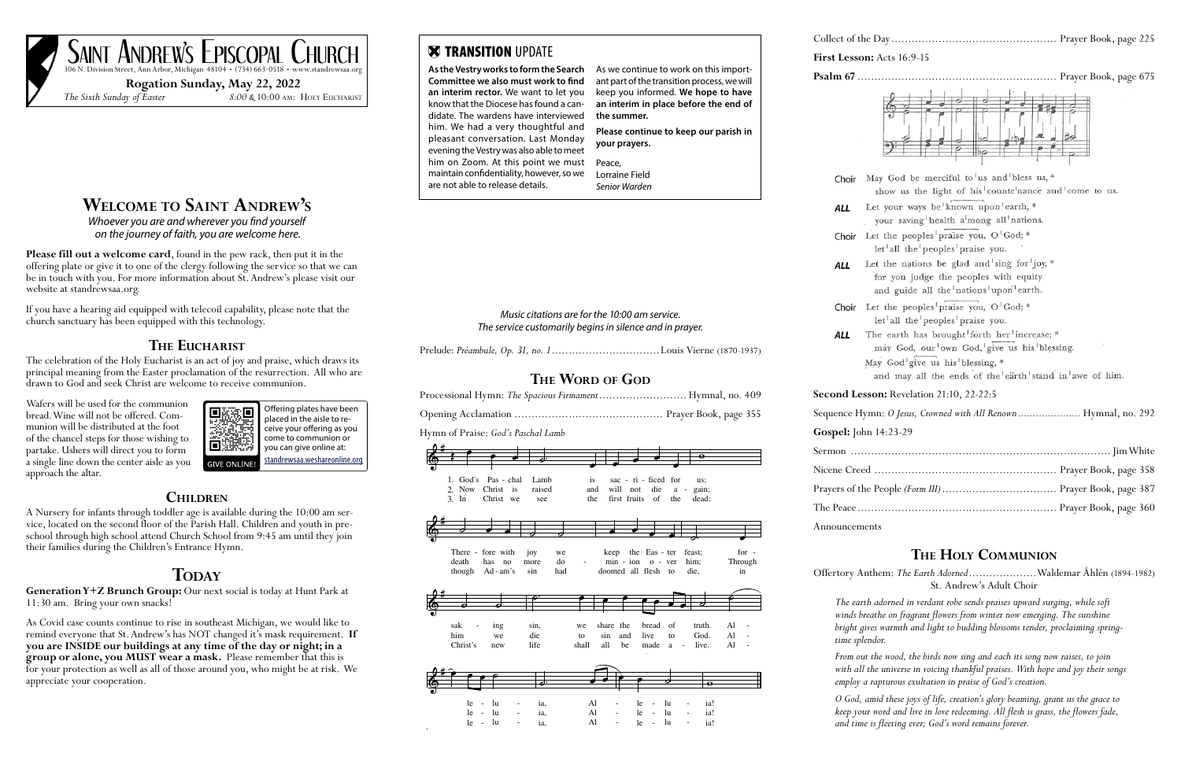# Saint Andrew's Episcopal Church

306 N. Division Street, Ann Arbor, Michigan 48104 • (734) 663-0518 • www.standrewsaa.org

**Rogation Sunday, May 22, 2022**

*The Sixth Sunday of Easter* — *8:00* & 10:00 am: Holy Eucharist

## Welcome to Saint Andrew's

*Whoever you are and wherever you find yourself on the journey of faith, you are welcome here.*

**Please fill out a welcome card**, found in the pew rack, then put it in the offering plate or give it to one of the clergy following the service so that we can be in touch with you. For more information about St. Andrew's please visit our website at standrewsaa.org.

If you have a hearing aid equipped with telecoil capability, please note that the church sanctuary has been equipped with this technology.

### The Eucharist

The celebration of the Holy Eucharist is an act of joy and praise, which draws its principal meaning from the Easter proclamation of the resurrection. All who are drawn to God and seek Christ are welcome to receive communion.

Wafers will be used for the communion bread. Wine will not be offered. Communion will be distributed at the foot of the chancel steps for those wishing to partake. Ushers will direct you to form a single line down the center aisle as you approach the altar.

Offering plates have been placed in the aisle to receive your offering as you come to communion or you can give online at: standrewsaa.weshareonline.org

GIVE ONLINE!

### Children

A Nursery for infants through toddler age is available during the 10:00 am service, located on the second floor of the Parish Hall. Children and youth in preschool through high school attend Church School from 9:45 am until they join their families during the Children's Entrance Hymn.

## Today

**Generation Y+Z Brunch Group:** Our next social is today at Hunt Park at 11:30 am. Bring your own snacks!

As Covid case counts continue to rise in southeast Michigan, we would like to remind everyone that St. Andrew's has NOT changed it's mask requirement. **If you are INSIDE our buildings at any time of the day or night; in a group or alone, you MUST wear a mask.** Please remember that this is for your protection as well as all of those around you, who might be at risk. We appreciate your cooperation.

---

## Transition Update

**As the Vestry works to form the Search Committee we also must work to find an interim rector.** We want to let you know that the Diocese has found a candidate. The wardens have interviewed him. We had a very thoughtful and pleasant conversation. Last Monday evening the Vestry was also able to meet him on Zoom. At this point we must maintain confidentiality, however, so we are not able to release details.

As we continue to work on this important part of the transition process, we will keep you informed. **We hope to have an interim in place before the end of the summer.**

**Please continue to keep our parish in your prayers.**

Peace,
Lorraine Field
*Senior Warden*

---

*Music citations are for the 10:00 am service.*
*The service customarily begins in silence and in prayer.*

Prelude: *Préambule, Op. 31, no. 1* ................................ Louis Vierne (1870-1937)

## The Word of God

Processional Hymn: *The Spacious Firmament* .......................... Hymnal, no. 409

Opening Acclamation ............................................ Prayer Book, page 355

Hymn of Praise: *God's Paschal Lamb*

1. God's Paschal Lamb is sacrificed for us; Therefore with joy we keep the Easter feast; forsaking sin, we share the bread of truth. Alleluia, Alleluia!
2. Now Christ is raised and will not die again; death has no more dominion over him; Through him we die to sin and live to God. Alleluia, Alleluia!
3. In Christ we see the first fruits of the dead: though Adam's sin had doomed all flesh to die, in Christ's new life shall all be made alive. Alleluia, Alleluia!

---

Collect of the Day ................................................ Prayer Book, page 225

**First Lesson:** Acts 16:9-15

**Psalm 67** .......................................................... Prayer Book, page 675

Choir: May God be merciful to us and bless us, *
show us the light of his countenance and come to us.

***ALL***: Let your ways be known upon earth, *
your saving health among all nations.

Choir: Let the peoples praise you, O God; *
let all the peoples praise you.

***ALL***: Let the nations be glad and sing for joy, *
for you judge the peoples with equity
and guide all the nations upon earth.

Choir: Let the peoples praise you, O God; *
let all the peoples praise you.

***ALL***: The earth has brought forth her increase; *
may God, our own God, give us his blessing.
May God give us his blessing, *
and may all the ends of the earth stand in awe of him.

**Second Lesson:** Revelation 21:10, 22-22:5

Sequence Hymn: *O Jesus, Crowned with All Renown* ..................... Hymnal, no. 292

**Gospel:** John 14:23-29

Sermon ............................................................................ Jim White

Nicene Creed ..................................................... Prayer Book, page 358

Prayers of the People *(Form III)* .................................. Prayer Book, page 387

The Peace .......................................................... Prayer Book, page 360

Announcements

## The Holy Communion

Offertory Anthem: *The Earth Adorned* .................... Waldemar Åhlén (1894-1982)
St. Andrew's Adult Choir

*The earth adorned in verdant robe sends praises upward surging, while soft winds breathe on fragrant flowers from winter now emerging. The sunshine bright gives warmth and light to budding blossoms tender, proclaiming springtime splendor.*

*From out the wood, the birds now sing and each its song now raises, to join with all the universe in voicing thankful praises. With hope and joy their songs employ a rapturous exultation in praise of God's creation.*

*O God, amid these joys of life, creation's glory beaming, grant us the grace to keep your word and live in love redeeming. All flesh is grass, the flowers fade, and time is fleeting ever; God's word remains forever.*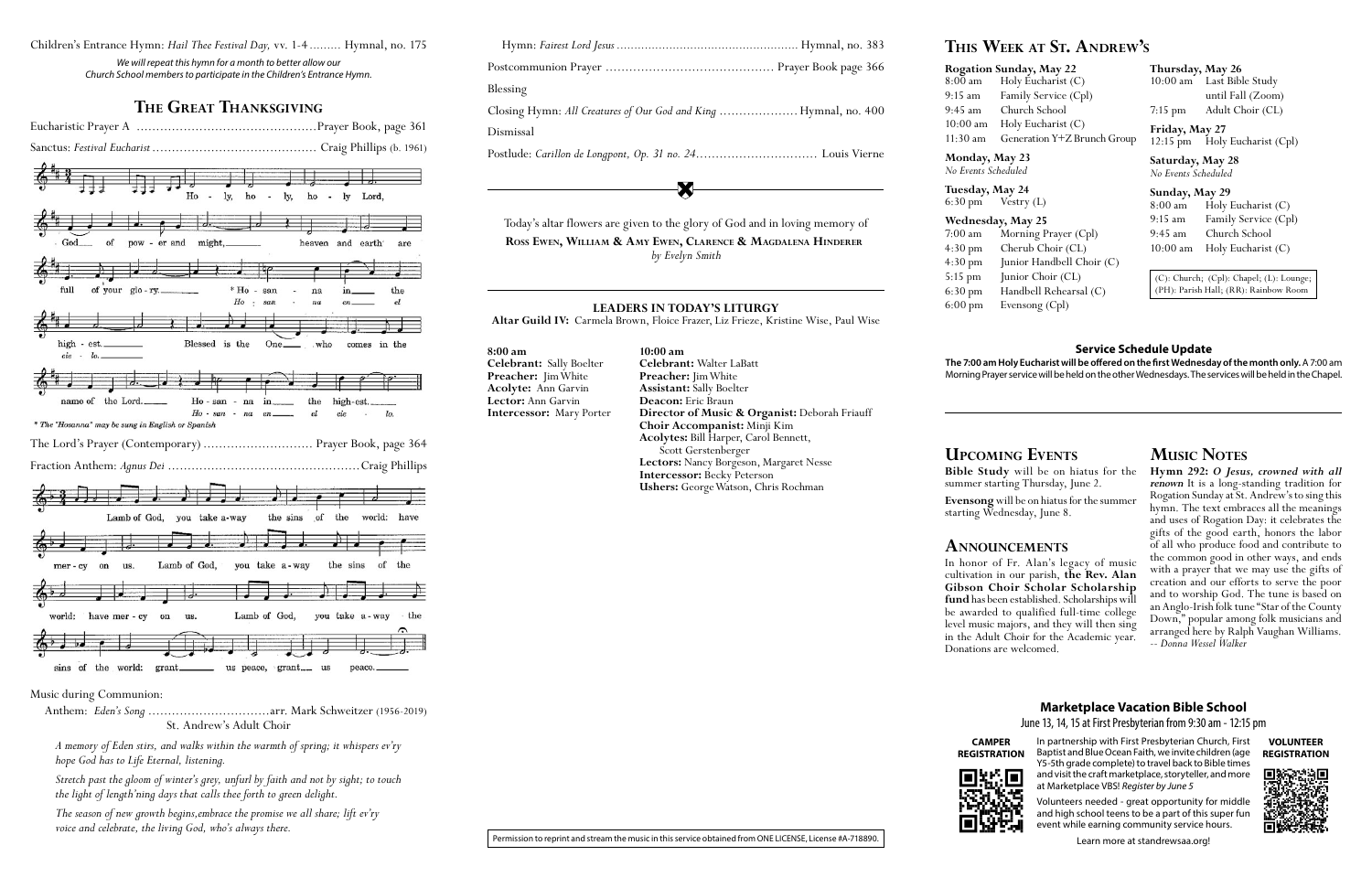Children's Entrance Hymn: *Hail Thee Festival Day,* vv. 1-4 ......... Hymnal, no. 175

*We will repeat this hymn for a month to better allow our Church School members to participate in the Children's Entrance Hymn.*

## The Great Thanksgiving

Eucharistic Prayer A ..............................................Prayer Book, page 361

Sanctus: *Festival Eucharist* .......................................... Craig Phillips (b. 1961)

Holy, holy, holy Lord, God of power and might, heaven and earth are full of your glory. \*Hosanna in the highest. Blessed is the One who comes in the name of the Lord. Hosanna in the highest.

*Hosanna en el cielo.*

\* The "Hosanna" may be sung in English or Spanish

The Lord's Prayer (Contemporary) ............................ Prayer Book, page 364

Fraction Anthem: *Agnus Dei* .................................................Craig Phillips

Lamb of God, you take away the sins of the world: have mercy on us. Lamb of God, you take away the sins of the world: have mercy on us. Lamb of God, you take away the sins of the world: grant us peace, grant us peace.

Music during Communion:

Anthem: *Eden's Song* ...............................arr. Mark Schweitzer (1956-2019)
St. Andrew's Adult Choir

*A memory of Eden stirs, and walks within the warmth of spring; it whispers ev'ry hope God has to Life Eternal, listening.*

*Stretch past the gloom of winter's grey, unfurl by faith and not by sight; to touch the light of length'ning days that calls thee forth to green delight.*

*The season of new growth begins,embrace the promise we all share; lift ev'ry voice and celebrate, the living God, who's always there.*

Hymn: *Fairest Lord Jesus* .................................................... Hymnal, no. 383

Postcommunion Prayer ........................................... Prayer Book page 366

Blessing

Closing Hymn: *All Creatures of Our God and King* .................... Hymnal, no. 400

Dismissal

Postlude: *Carillon de Longpont, Op. 31 no. 24*............................... Louis Vierne

Today's altar flowers are given to the glory of God and in loving memory of **Ross Ewen, William & Amy Ewen, Clarence & Magdalena Hinderer** *by Evelyn Smith*

### LEADERS IN TODAY'S LITURGY

**Altar Guild IV:** Carmela Brown, Floice Frazer, Liz Frieze, Kristine Wise, Paul Wise

**8:00 am**
**Celebrant:** Sally Boelter
**Preacher:** Jim White
**Acolyte:** Ann Garvin
**Lector:** Ann Garvin
**Intercessor:** Mary Porter

**10:00 am**
**Celebrant:** Walter LaBatt
**Preacher:** Jim White
**Assistant:** Sally Boelter
**Deacon:** Eric Braun
**Director of Music & Organist:** Deborah Friauff
**Choir Accompanist:** Minji Kim
**Acolytes:** Bill Harper, Carol Bennett, Scott Gerstenberger
**Lectors:** Nancy Borgeson, Margaret Nesse
**Intercessor:** Becky Peterson
**Ushers:** George Watson, Chris Rochman

Permission to reprint and stream the music in this service obtained from ONE LICENSE, License #A-718890.

## This Week at St. Andrew's

**Rogation Sunday, May 22**
8:00 am Holy Eucharist (C)
9:15 am Family Service (Cpl)
9:45 am Church School
10:00 am Holy Eucharist (C)
11:30 am Generation Y+Z Brunch Group

**Monday, May 23**
*No Events Scheduled*

**Tuesday, May 24**
6:30 pm Vestry (L)

**Wednesday, May 25**
7:00 am Morning Prayer (Cpl)
4:30 pm Cherub Choir (CL)
4:30 pm Junior Handbell Choir (C)
5:15 pm Junior Choir (CL)
6:30 pm Handbell Rehearsal (C)
6:00 pm Evensong (Cpl)

**Thursday, May 26**
10:00 am Last Bible Study until Fall (Zoom)
7:15 pm Adult Choir (CL)

**Friday, May 27**
12:15 pm Holy Eucharist (Cpl)

**Saturday, May 28**
*No Events Scheduled*

**Sunday, May 29**
8:00 am Holy Eucharist (C)
9:15 am Family Service (Cpl)
9:45 am Church School
10:00 am Holy Eucharist (C)

(C): Church; (Cpl): Chapel; (L): Lounge; (PH): Parish Hall; (RR): Rainbow Room

### Service Schedule Update

**The 7:00 am Holy Eucharist will be offered on the first Wednesday of the month only.** A 7:00 am Morning Prayer service will be held on the other Wednesdays. The services will be held in the Chapel.

## Upcoming Events

**Bible Study** will be on hiatus for the summer starting Thursday, June 2.

**Evensong** will be on hiatus for the summer starting Wednesday, June 8.

## Announcements

In honor of Fr. Alan's legacy of music cultivation in our parish, **the Rev. Alan Gibson Choir Scholar Scholarship fund** has been established. Scholarships will be awarded to qualified full-time college level music majors, and they will then sing in the Adult Choir for the Academic year. Donations are welcomed.

## Music Notes

**Hymn 292:** ***O Jesus, crowned with all renown*** It is a long-standing tradition for Rogation Sunday at St. Andrew's to sing this hymn. The text embraces all the meanings and uses of Rogation Day: it celebrates the gifts of the good earth, honors the labor of all who produce food and contribute to the common good in other ways, and ends with a prayer that we may use the gifts of creation and our efforts to serve the poor and to worship God. The tune is based on an Anglo-Irish folk tune "Star of the County Down," popular among folk musicians and arranged here by Ralph Vaughan Williams. *-- Donna Wessel Walker*

### Marketplace Vacation Bible School

June 13, 14, 15 at First Presbyterian from 9:30 am - 12:15 pm

**CAMPER REGISTRATION**

In partnership with First Presbyterian Church, First Baptist and Blue Ocean Faith, we invite children (age Y5-5th grade complete) to travel back to Bible times and visit the craft marketplace, storyteller, and more at Marketplace VBS! *Register by June 5*

Volunteers needed - great opportunity for middle and high school teens to be a part of this super fun event while earning community service hours.

**VOLUNTEER REGISTRATION**

Learn more at standrewsaa.org!